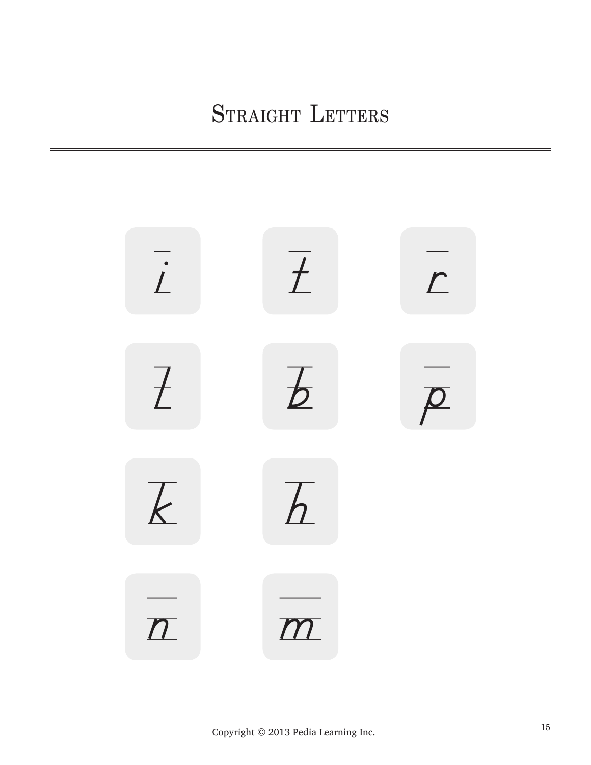# Straight Letters

i t r

l b p

k h

n m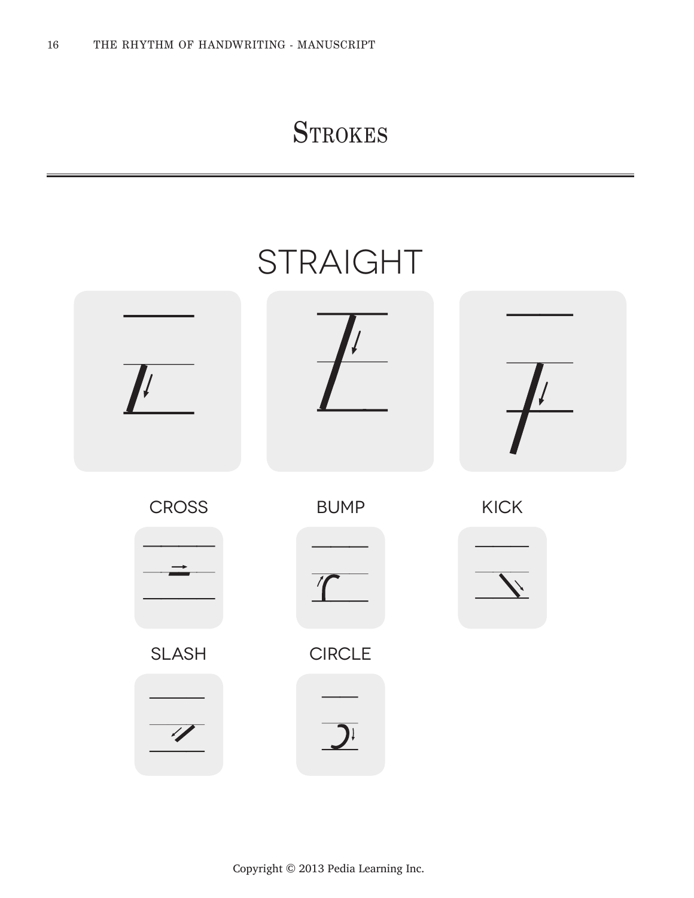# Strokes

## STRAIGHT

CROSS

BUMP

KICK

SLASH

CIRCLE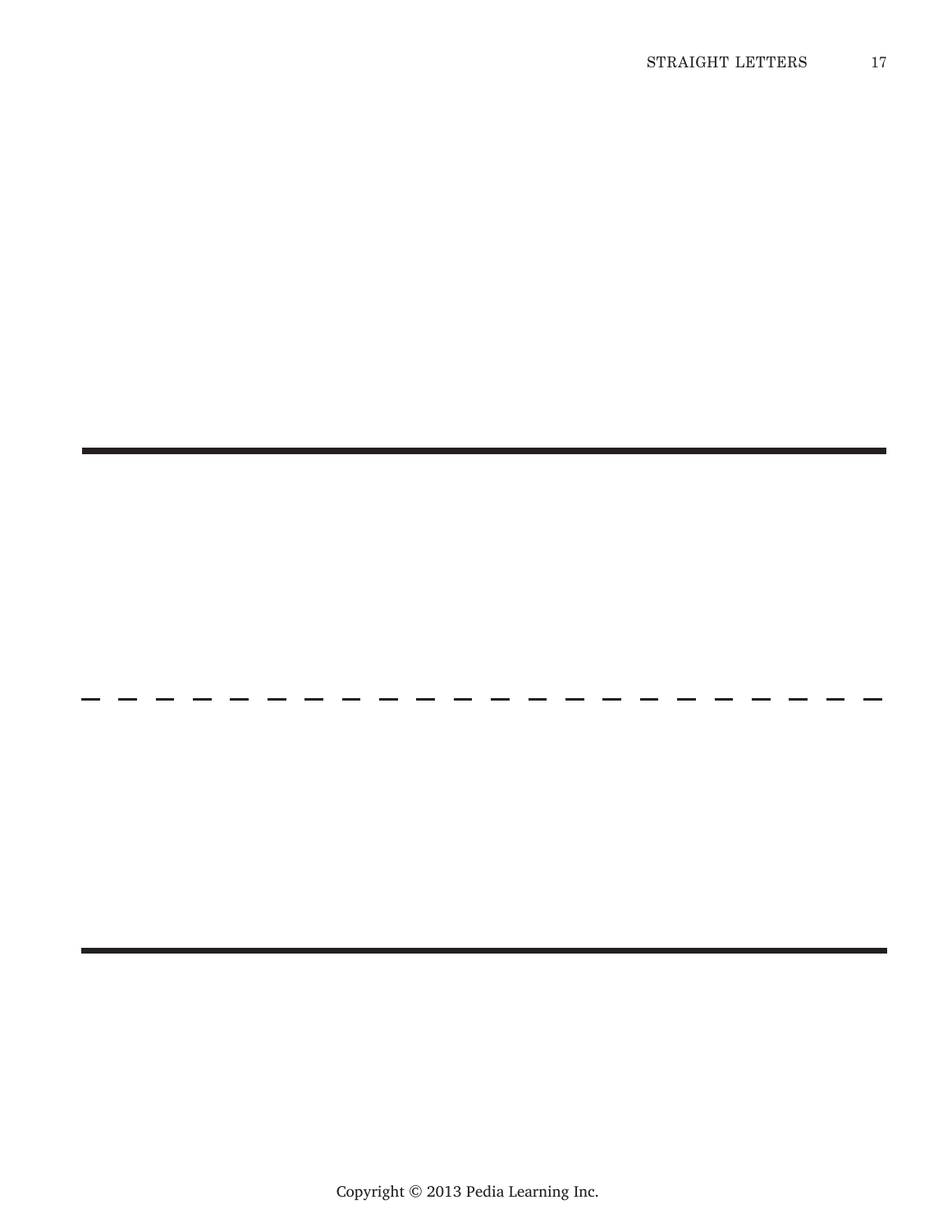Copyright © 2013 Pedia Learning Inc.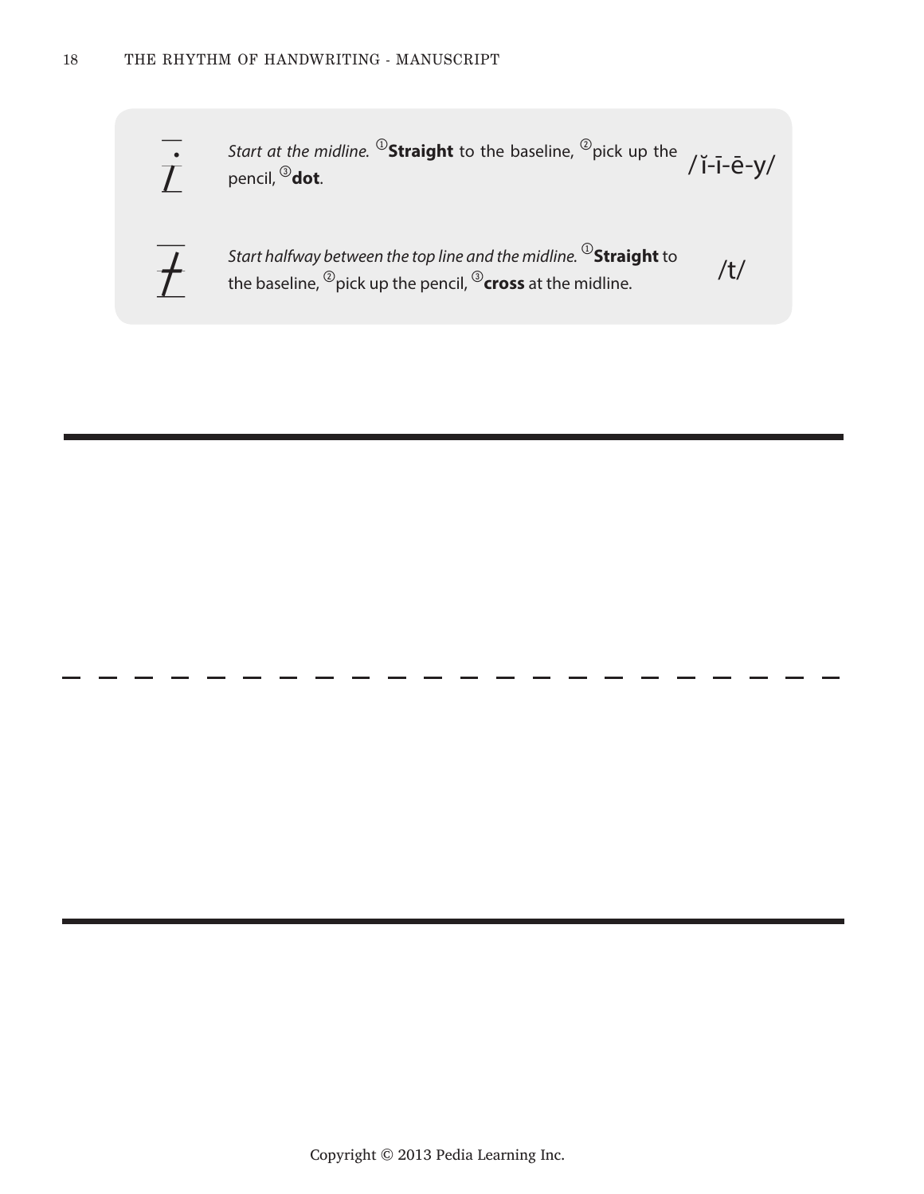i — *Start at the midline.* ① **Straight** to the baseline, ② pick up the pencil, ③ **dot**. /ĭ-ī-ē-y/

t — *Start halfway between the top line and the midline.* ① **Straight** to the baseline, ② pick up the pencil, ③ **cross** at the midline. /t/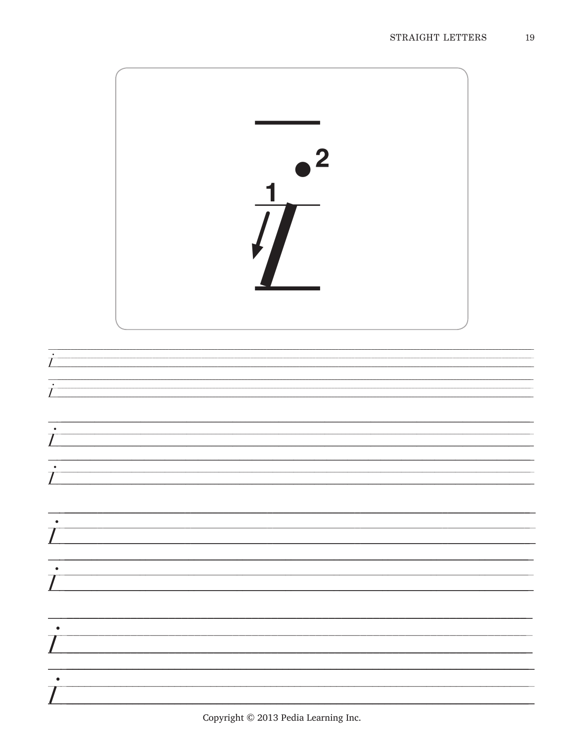1

2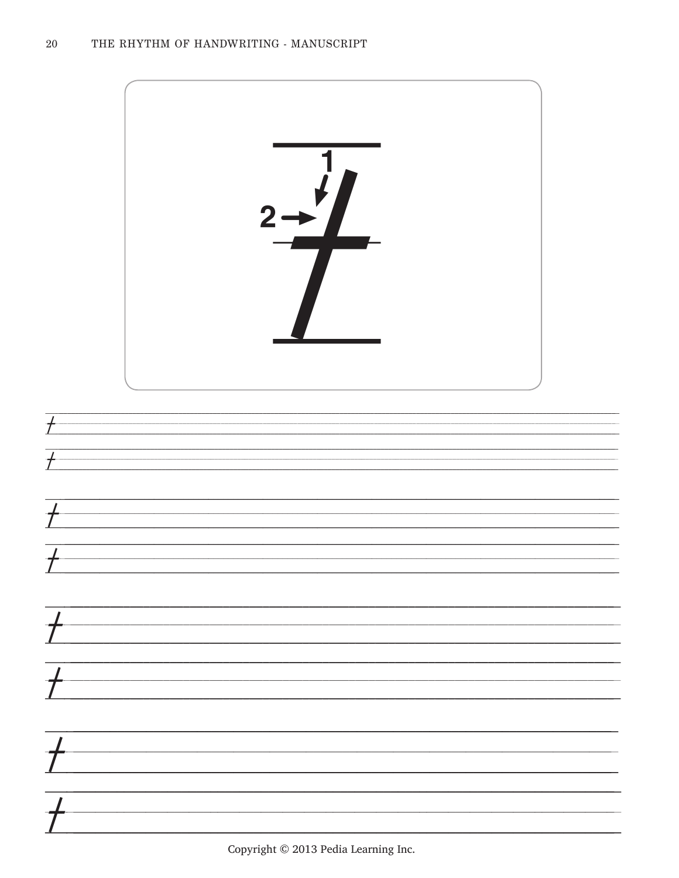2
1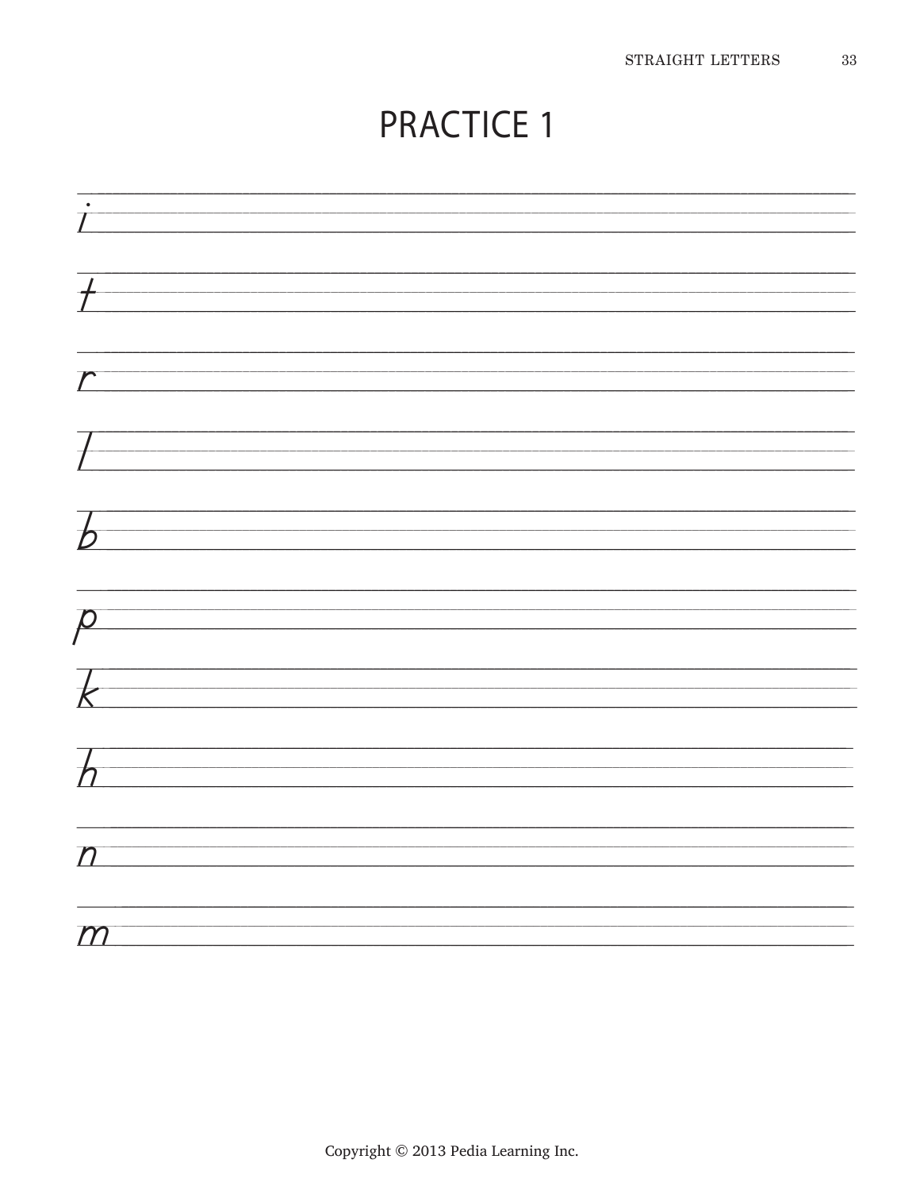# PRACTICE 1

i

t

r

l

b

p

k

h

n

m

Copyright © 2013 Pedia Learning Inc.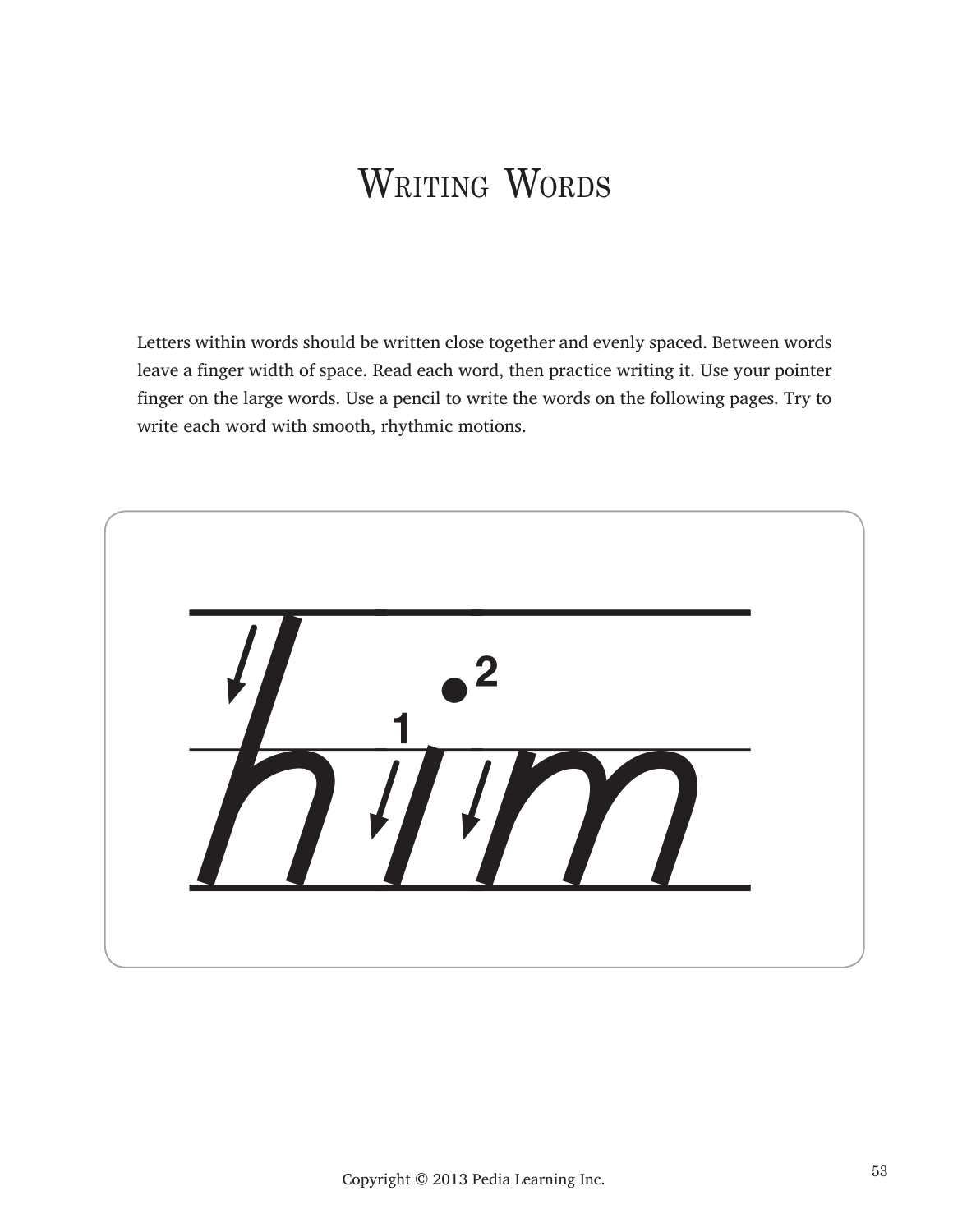# Writing Words

Letters within words should be written close together and evenly spaced. Between words leave a finger width of space. Read each word, then practice writing it. Use your pointer finger on the large words. Use a pencil to write the words on the following pages. Try to write each word with smooth, rhythmic motions.

him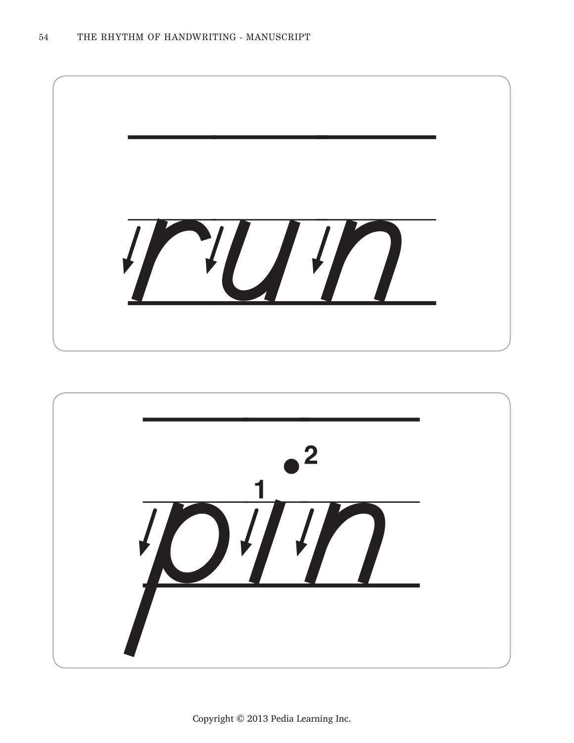run

1 2

pin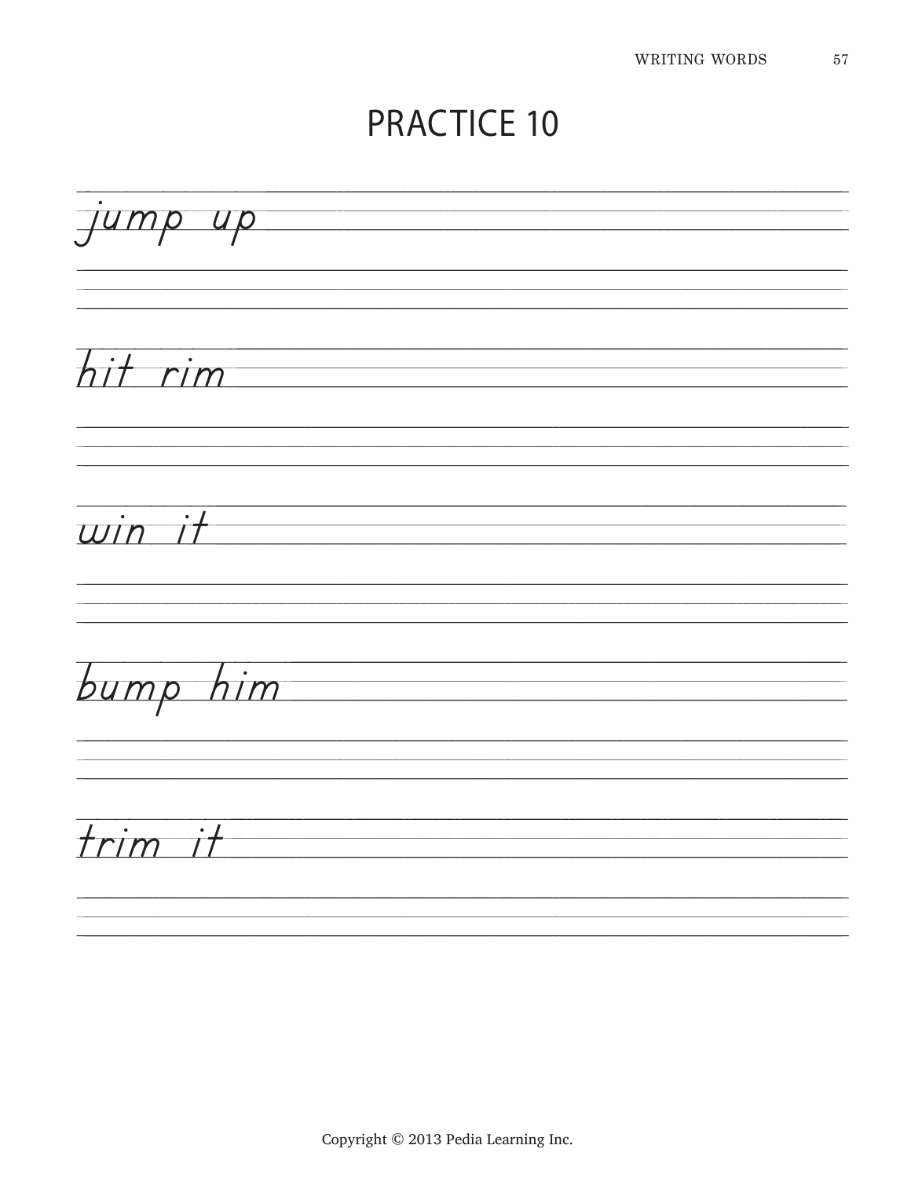# PRACTICE 10

jump up

hit rim

win it

bump him

trim it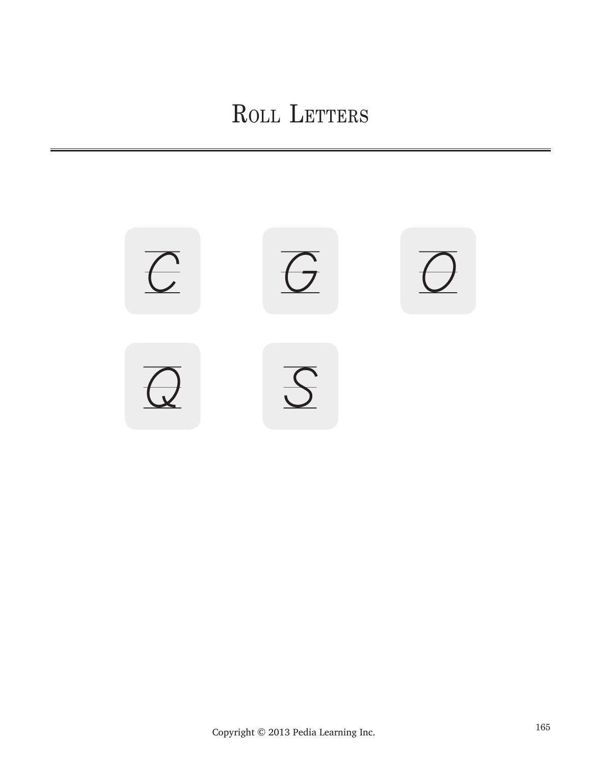# Roll Letters

C G O

Q S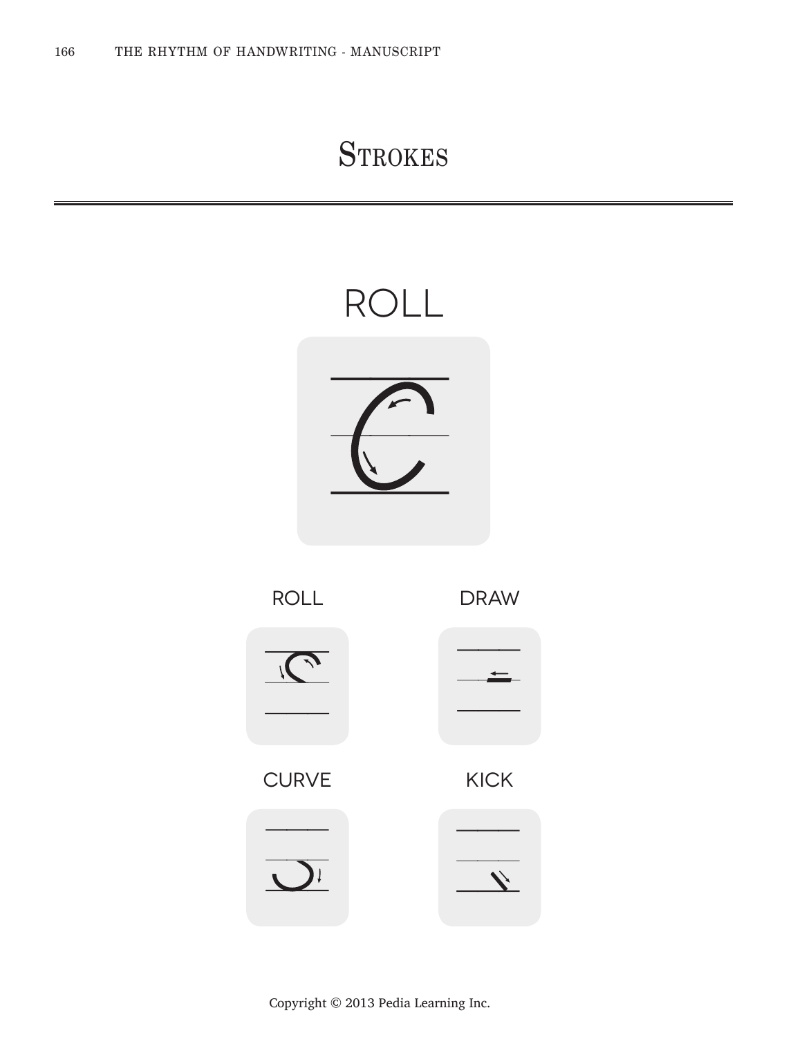# Strokes

## ROLL

ROLL

DRAW

CURVE

KICK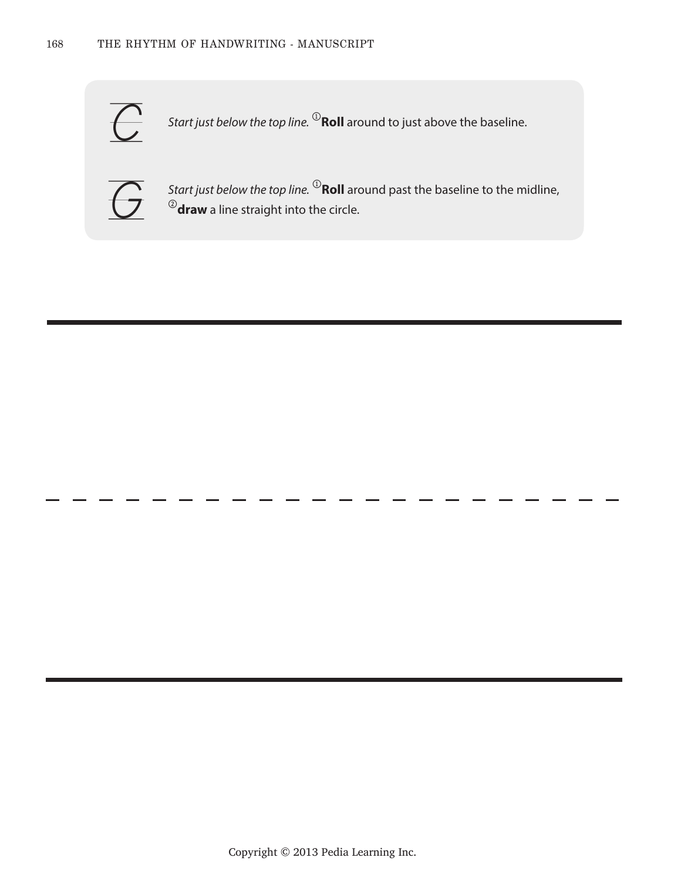C — *Start just below the top line.* ①**Roll** around to just above the baseline.

G — *Start just below the top line.* ①**Roll** around past the baseline to the midline, ②**draw** a line straight into the circle.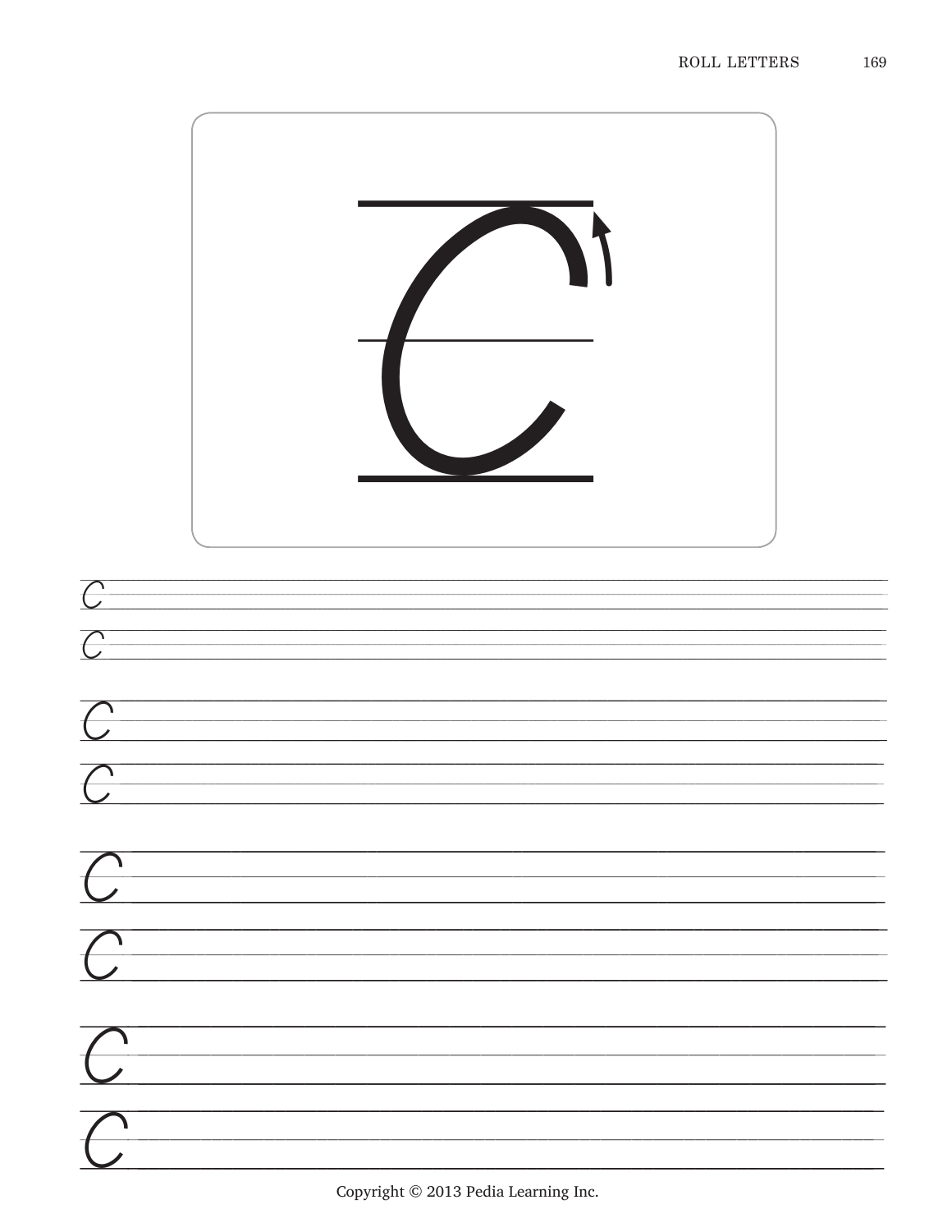C

C

C

C

C

C

C

C

Copyright © 2013 Pedia Learning Inc.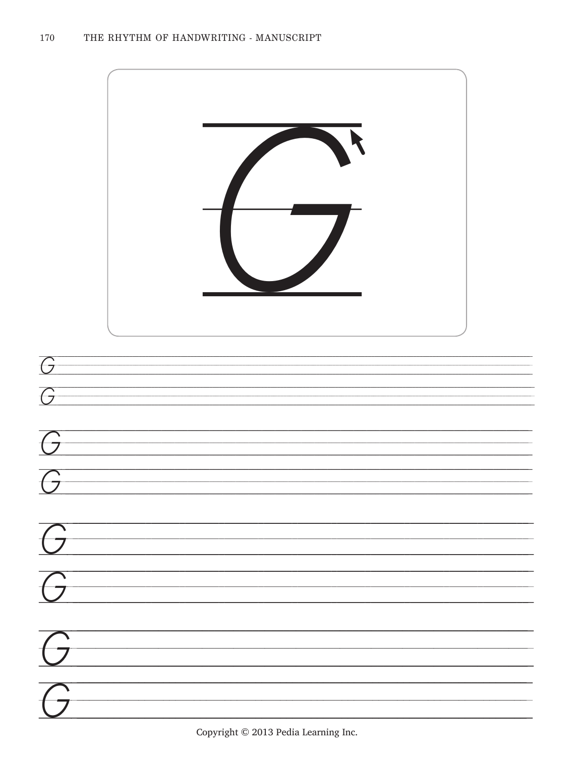G

G

G

G

G

G

G

G

Copyright © 2013 Pedia Learning Inc.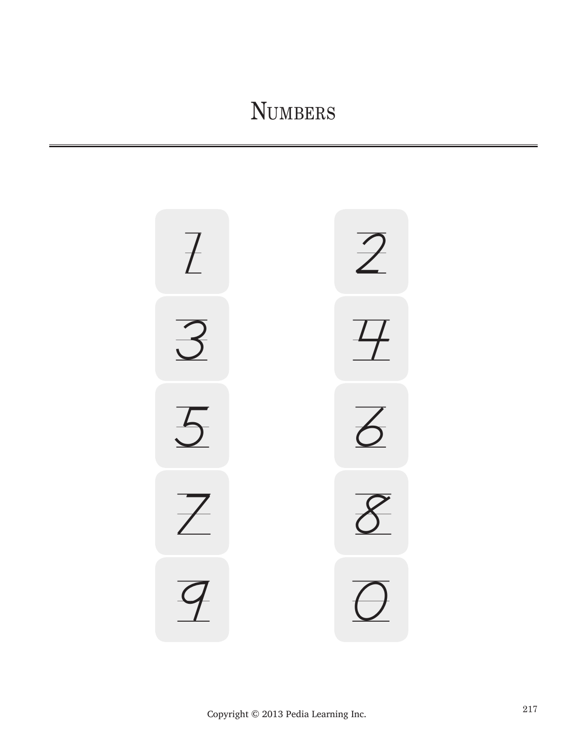# Numbers

1 2

3 4

5 6

7 8

9 0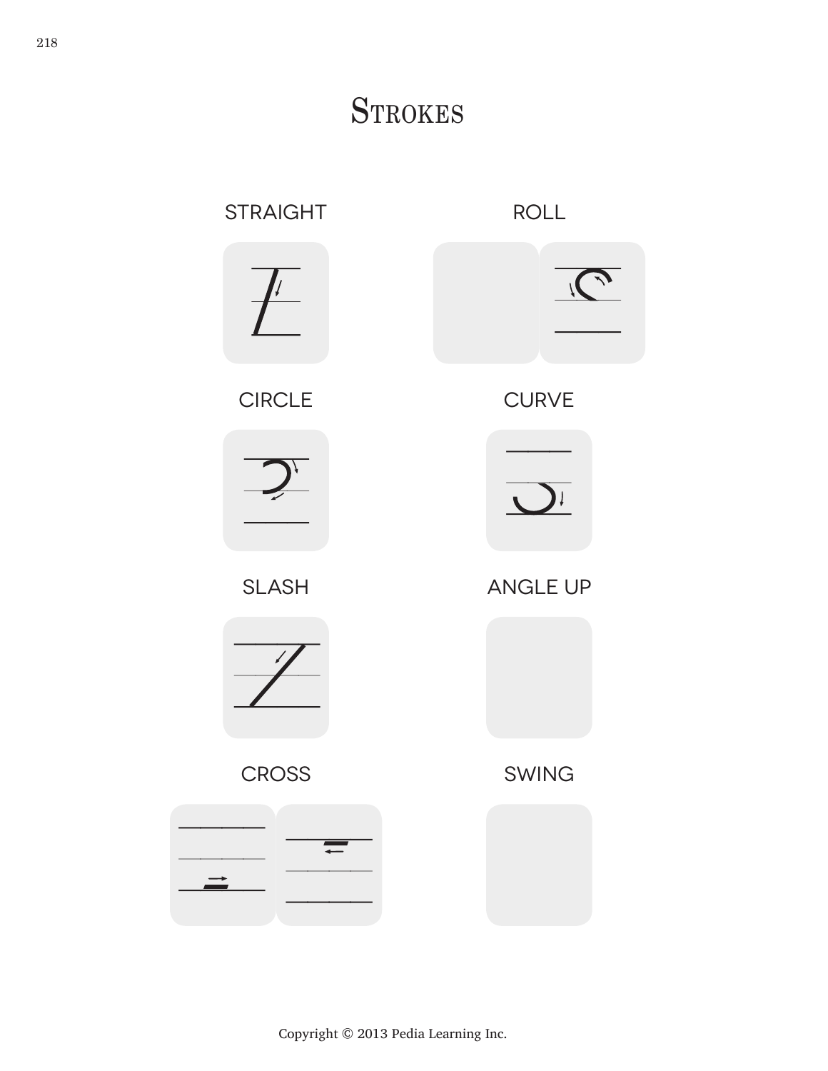# Strokes

STRAIGHT

ROLL

CIRCLE

CURVE

SLASH

ANGLE UP

CROSS

SWING

Copyright © 2013 Pedia Learning Inc.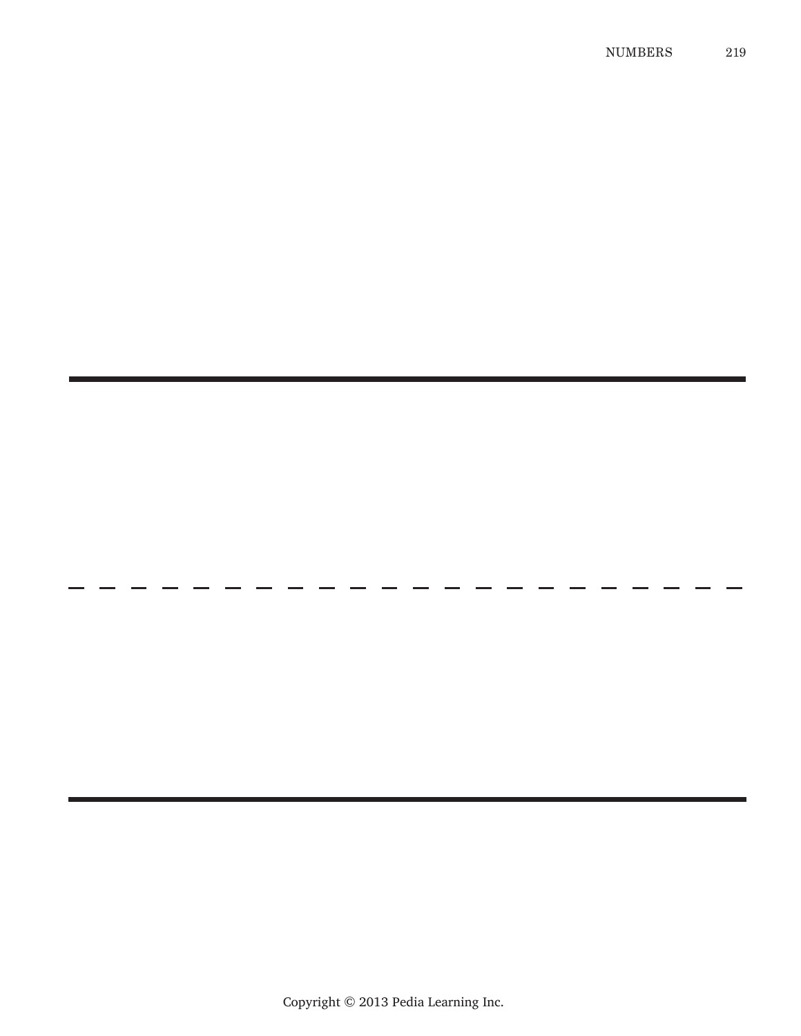Copyright © 2013 Pedia Learning Inc.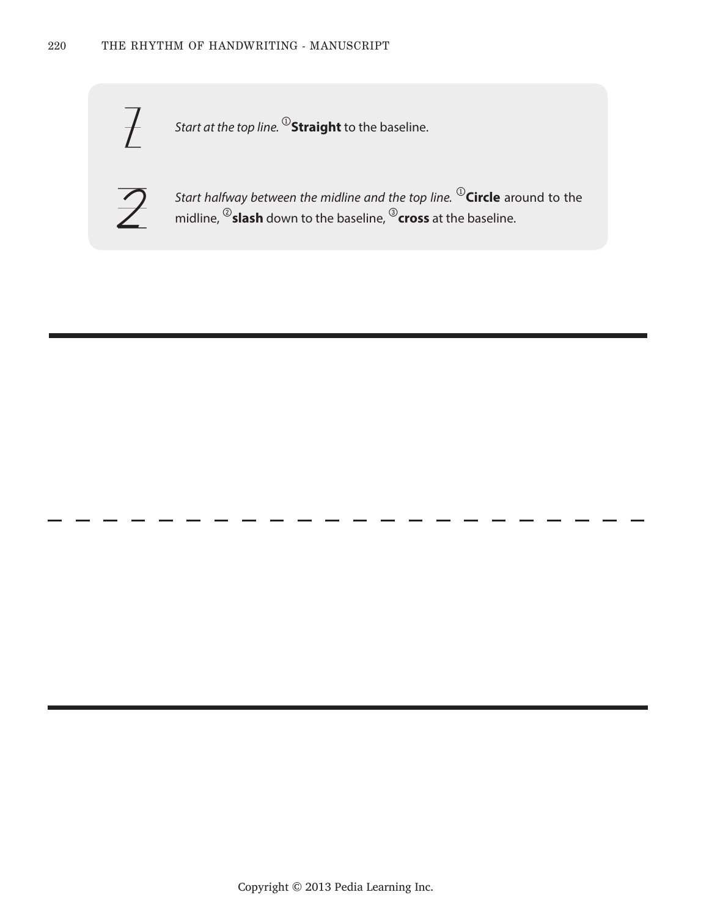1 *Start at the top line.* ① **Straight** to the baseline.

2 *Start halfway between the midline and the top line.* ① **Circle** around to the midline, ② **slash** down to the baseline, ③ **cross** at the baseline.

Copyright © 2013 Pedia Learning Inc.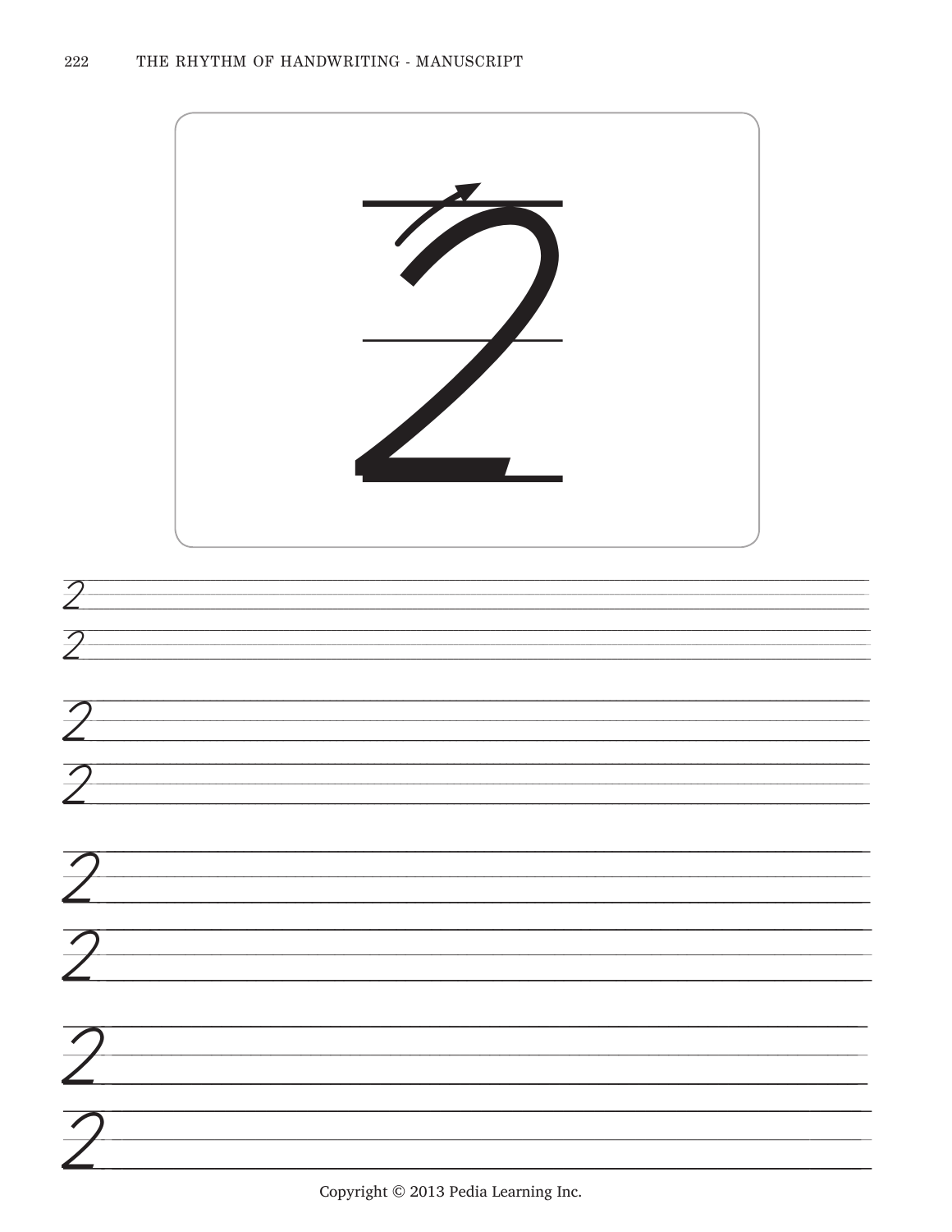2

2

2

2

2

2

2

2

2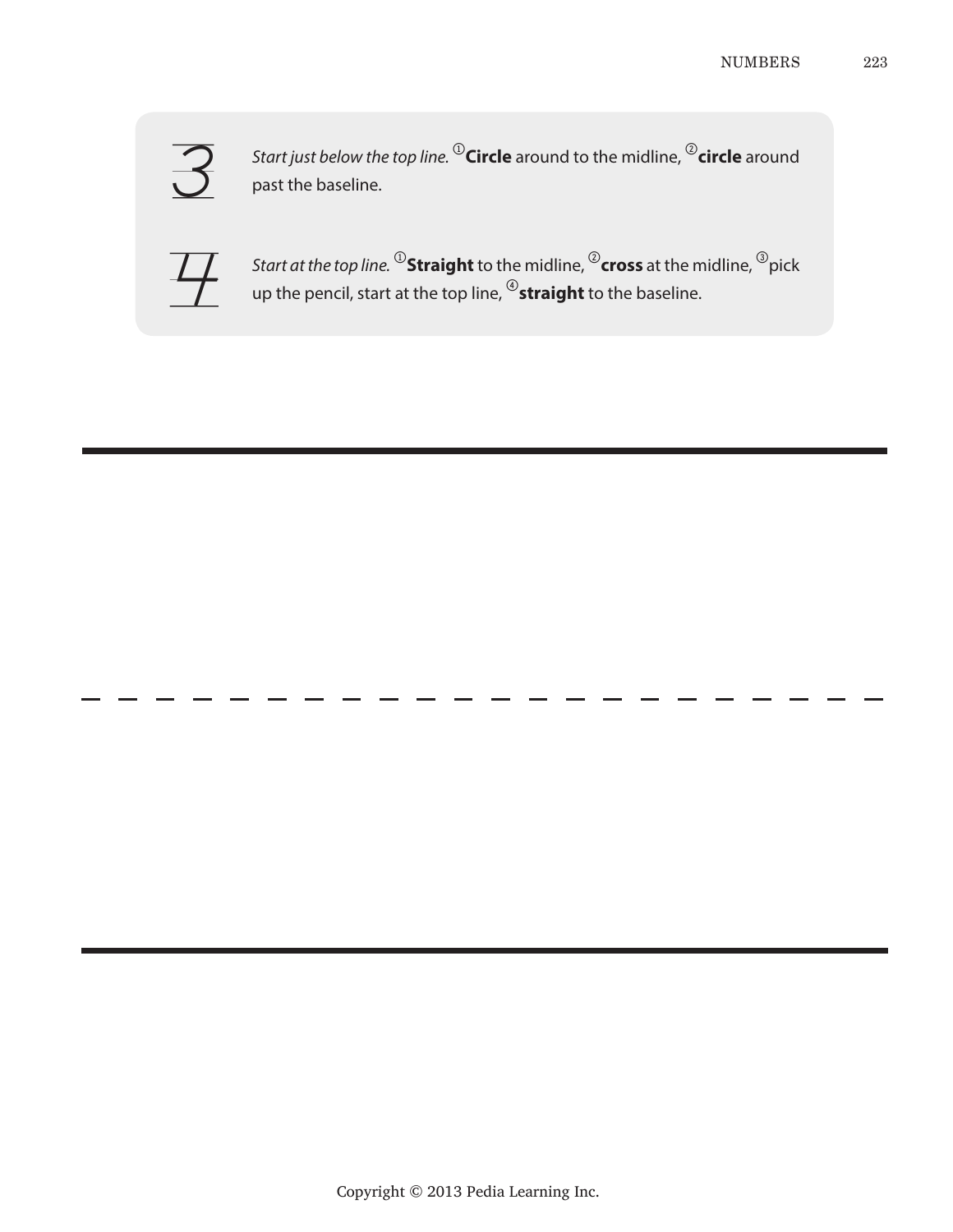3 *Start just below the top line.* ① **Circle** around to the midline, ② **circle** around past the baseline.

4 *Start at the top line.* ① **Straight** to the midline, ② **cross** at the midline, ③ pick up the pencil, start at the top line, ④ **straight** to the baseline.

Copyright © 2013 Pedia Learning Inc.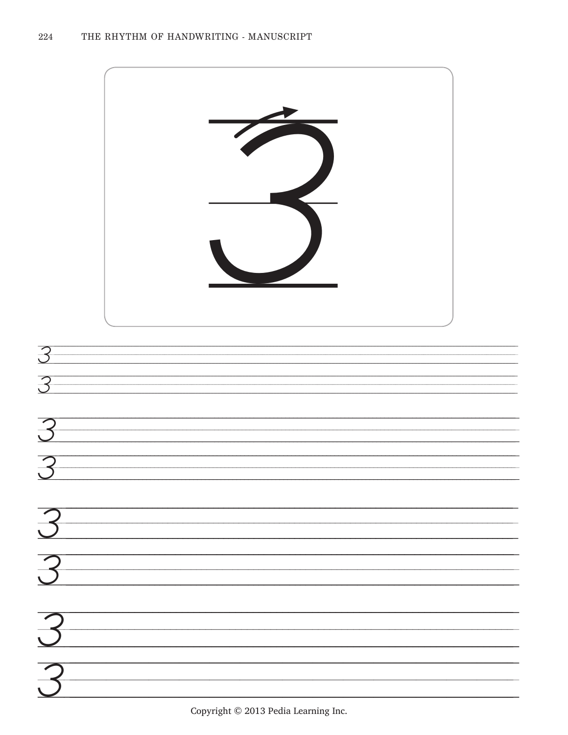3

3

3

3

3

3

3

3

3

Copyright © 2013 Pedia Learning Inc.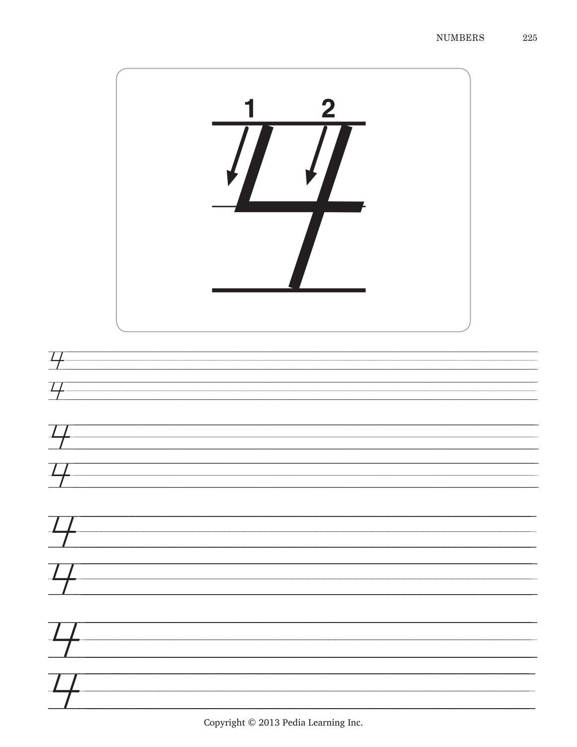1 2

4

4

4

4

4

4

4

4

Copyright © 2013 Pedia Learning Inc.